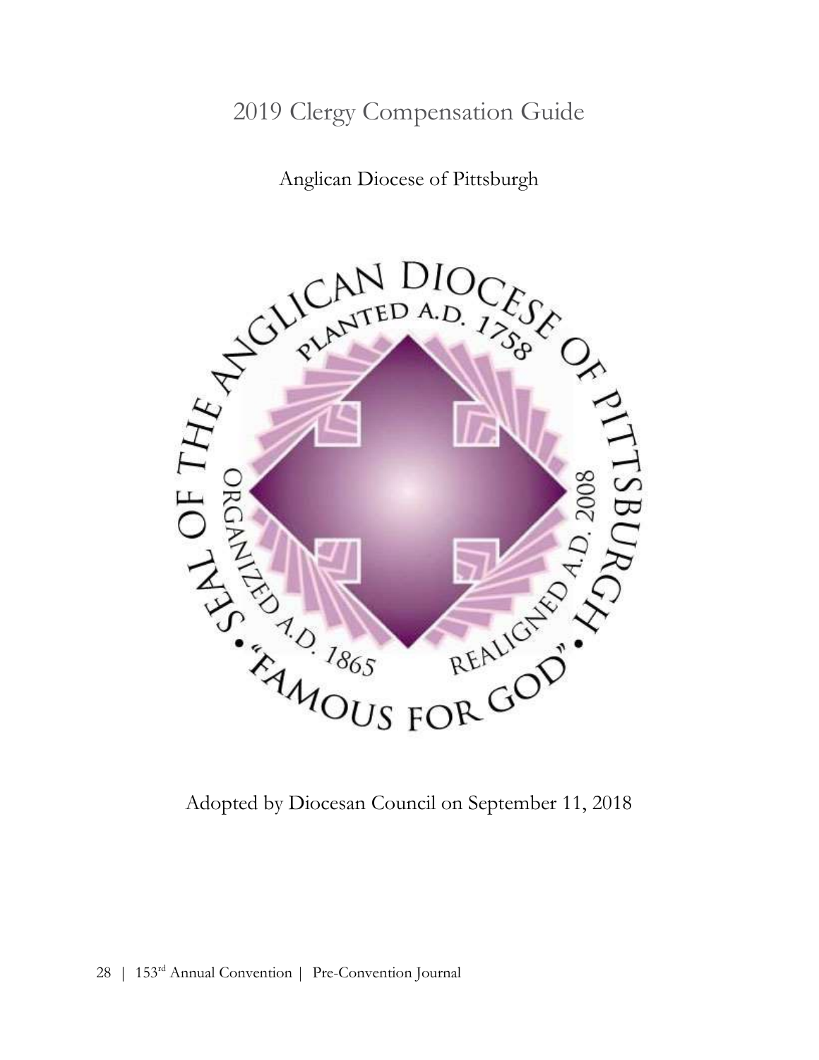# 2019 Clergy Compensation Guide

## Anglican Diocese of Pittsburgh

Adopted by Diocesan Council on September 11, 2018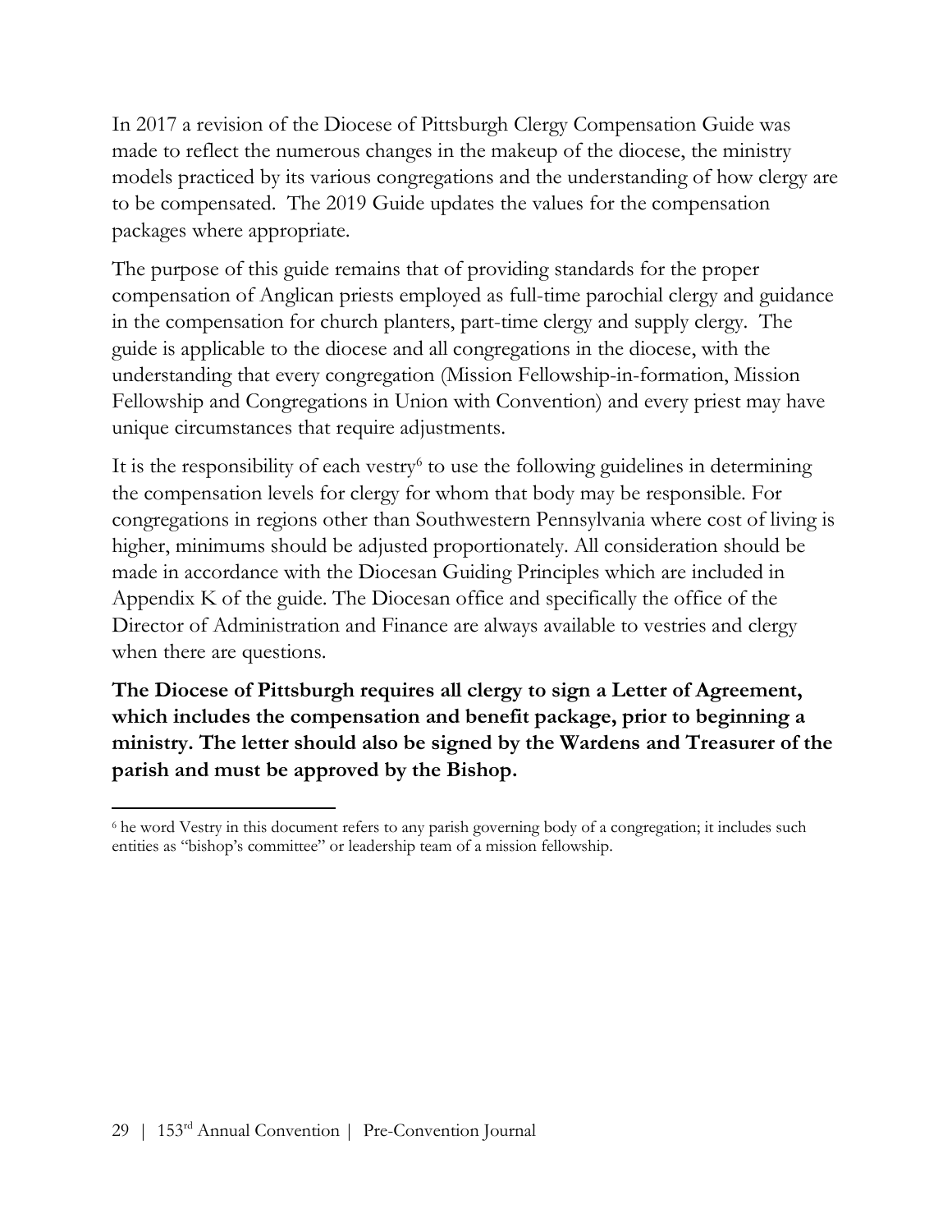In 2017 a revision of the Diocese of Pittsburgh Clergy Compensation Guide was made to reflect the numerous changes in the makeup of the diocese, the ministry models practiced by its various congregations and the understanding of how clergy are to be compensated. The 2019 Guide updates the values for the compensation packages where appropriate.

The purpose of this guide remains that of providing standards for the proper compensation of Anglican priests employed as full-time parochial clergy and guidance in the compensation for church planters, part-time clergy and supply clergy. The guide is applicable to the diocese and all congregations in the diocese, with the understanding that every congregation (Mission Fellowship-in-formation, Mission Fellowship and Congregations in Union with Convention) and every priest may have unique circumstances that require adjustments.

It is the responsibility of each vestry[6] to use the following guidelines in determining the compensation levels for clergy for whom that body may be responsible. For congregations in regions other than Southwestern Pennsylvania where cost of living is higher, minimums should be adjusted proportionately. All consideration should be made in accordance with the Diocesan Guiding Principles which are included in Appendix K of the guide. The Diocesan office and specifically the office of the Director of Administration and Finance are always available to vestries and clergy when there are questions.

**The Diocese of Pittsburgh requires all clergy to sign a Letter of Agreement, which includes the compensation and benefit package, prior to beginning a ministry. The letter should also be signed by the Wardens and Treasurer of the parish and must be approved by the Bishop.**

---

[6] he word Vestry in this document refers to any parish governing body of a congregation; it includes such entities as "bishop's committee" or leadership team of a mission fellowship.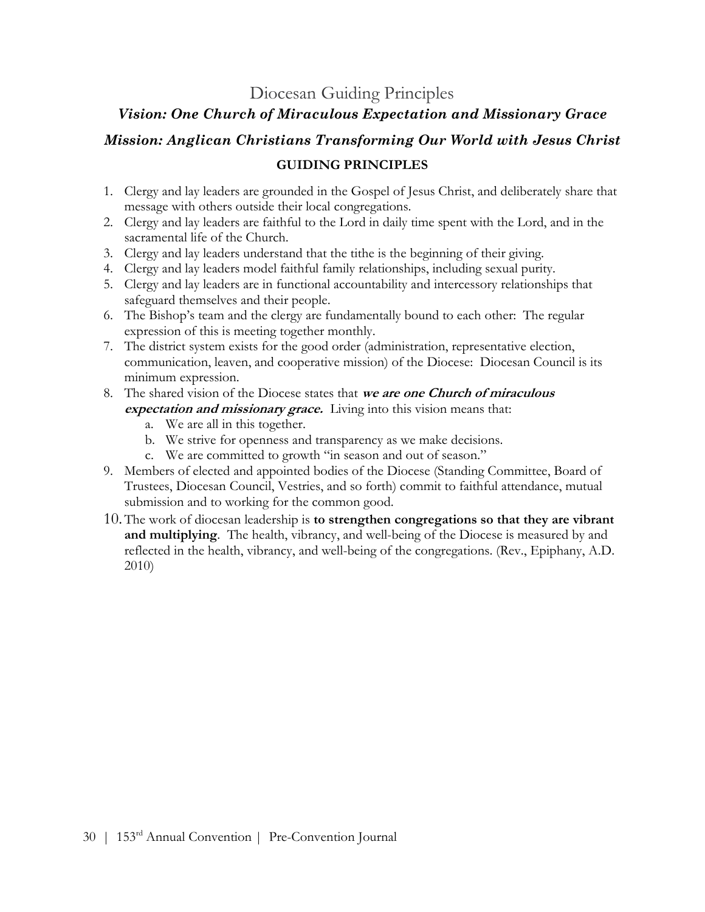# Diocesan Guiding Principles

### *Vision: One Church of Miraculous Expectation and Missionary Grace*

### *Mission: Anglican Christians Transforming Our World with Jesus Christ*

**GUIDING PRINCIPLES**

1. Clergy and lay leaders are grounded in the Gospel of Jesus Christ, and deliberately share that message with others outside their local congregations.
2. Clergy and lay leaders are faithful to the Lord in daily time spent with the Lord, and in the sacramental life of the Church.
3. Clergy and lay leaders understand that the tithe is the beginning of their giving.
4. Clergy and lay leaders model faithful family relationships, including sexual purity.
5. Clergy and lay leaders are in functional accountability and intercessory relationships that safeguard themselves and their people.
6. The Bishop's team and the clergy are fundamentally bound to each other: The regular expression of this is meeting together monthly.
7. The district system exists for the good order (administration, representative election, communication, leaven, and cooperative mission) of the Diocese: Diocesan Council is its minimum expression.
8. The shared vision of the Diocese states that ***we are one Church of miraculous expectation and missionary grace.*** Living into this vision means that:
   a. We are all in this together.
   b. We strive for openness and transparency as we make decisions.
   c. We are committed to growth "in season and out of season."
9. Members of elected and appointed bodies of the Diocese (Standing Committee, Board of Trustees, Diocesan Council, Vestries, and so forth) commit to faithful attendance, mutual submission and to working for the common good.
10. The work of diocesan leadership is **to strengthen congregations so that they are vibrant and multiplying**. The health, vibrancy, and well-being of the Diocese is measured by and reflected in the health, vibrancy, and well-being of the congregations. (Rev., Epiphany, A.D. 2010)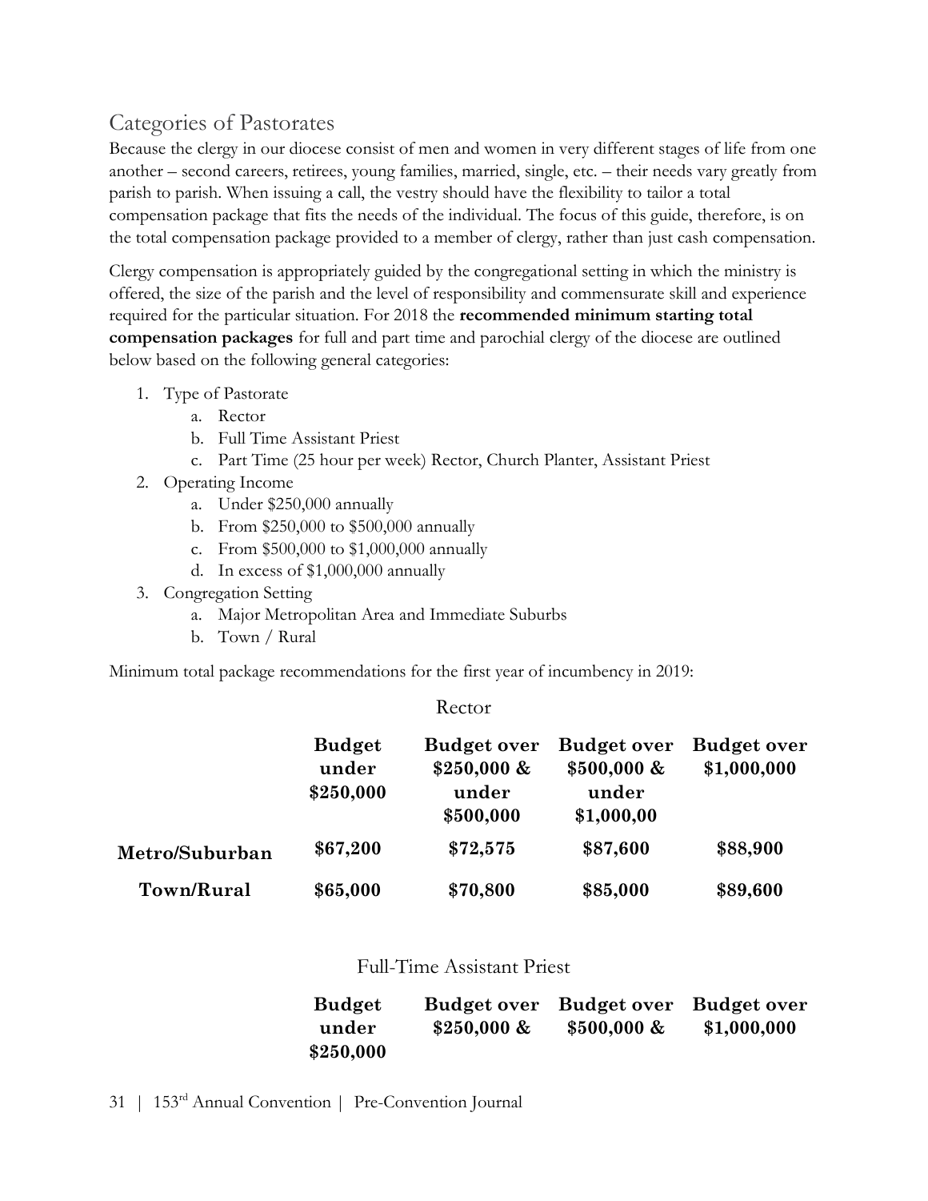## Categories of Pastorates

Because the clergy in our diocese consist of men and women in very different stages of life from one another – second careers, retirees, young families, married, single, etc. – their needs vary greatly from parish to parish. When issuing a call, the vestry should have the flexibility to tailor a total compensation package that fits the needs of the individual. The focus of this guide, therefore, is on the total compensation package provided to a member of clergy, rather than just cash compensation.

Clergy compensation is appropriately guided by the congregational setting in which the ministry is offered, the size of the parish and the level of responsibility and commensurate skill and experience required for the particular situation. For 2018 the **recommended minimum starting total compensation packages** for full and part time and parochial clergy of the diocese are outlined below based on the following general categories:

1. Type of Pastorate
   a. Rector
   b. Full Time Assistant Priest
   c. Part Time (25 hour per week) Rector, Church Planter, Assistant Priest
2. Operating Income
   a. Under $250,000 annually
   b. From $250,000 to $500,000 annually
   c. From $500,000 to $1,000,000 annually
   d. In excess of $1,000,000 annually
3. Congregation Setting
   a. Major Metropolitan Area and Immediate Suburbs
   b. Town / Rural

Minimum total package recommendations for the first year of incumbency in 2019:

### Rector

| | Budget under $250,000 | Budget over $250,000 & under $500,000 | Budget over $500,000 & under $1,000,00 | Budget over $1,000,000 |
|---|---|---|---|---|
| **Metro/Suburban** | $67,200 | $72,575 | $87,600 | $88,900 |
| **Town/Rural** | $65,000 | $70,800 | $85,000 | $89,600 |

### Full-Time Assistant Priest

| | Budget under $250,000 | Budget over $250,000 & | Budget over $500,000 & | Budget over $1,000,000 |
|---|---|---|---|---|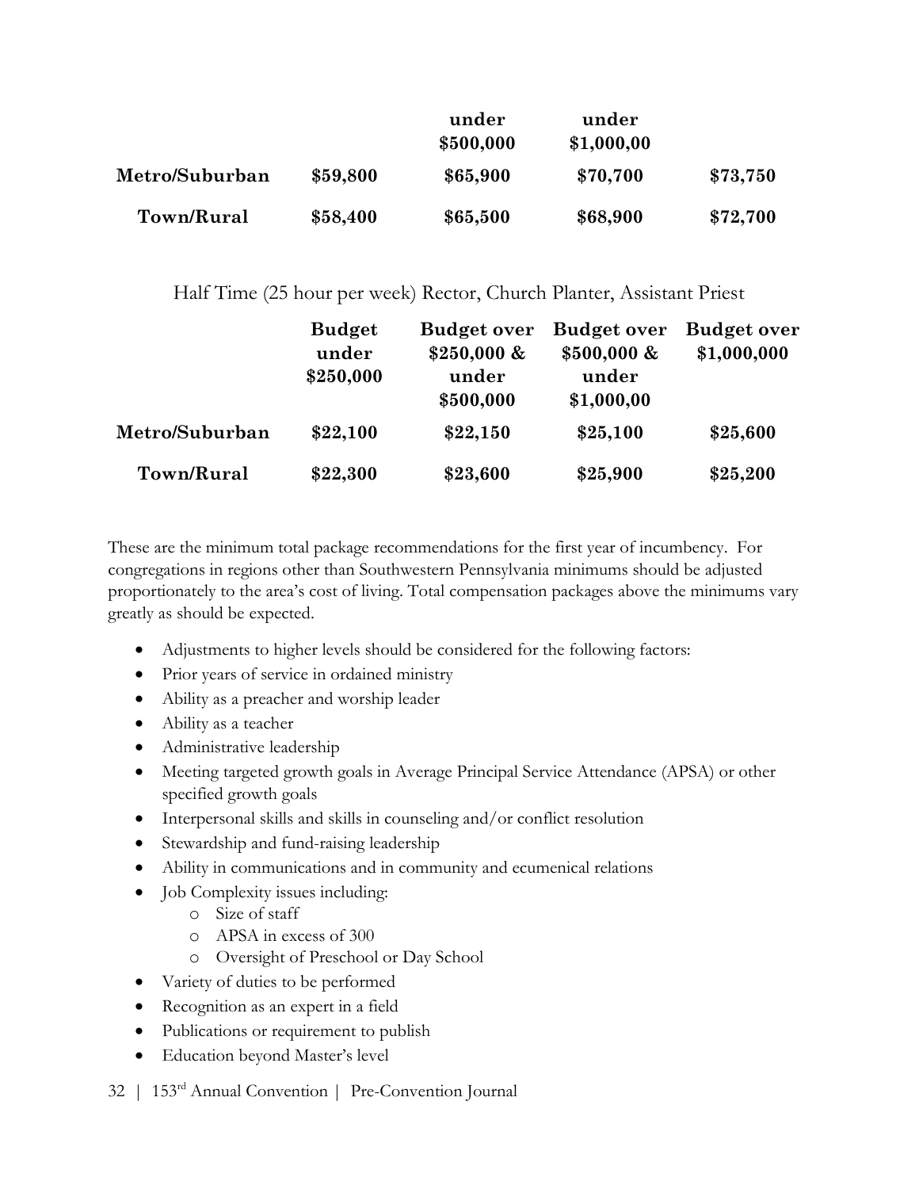| | | under $500,000 | under $1,000,00 | |
|---|---|---|---|---|
| **Metro/Suburban** | **$59,800** | **$65,900** | **$70,700** | **$73,750** |
| **Town/Rural** | **$58,400** | **$65,500** | **$68,900** | **$72,700** |

Half Time (25 hour per week) Rector, Church Planter, Assistant Priest

| | **Budget under $250,000** | **Budget over $250,000 & under $500,000** | **Budget over $500,000 & under $1,000,00** | **Budget over $1,000,000** |
|---|---|---|---|---|
| **Metro/Suburban** | **$22,100** | **$22,150** | **$25,100** | **$25,600** |
| **Town/Rural** | **$22,300** | **$23,600** | **$25,900** | **$25,200** |

These are the minimum total package recommendations for the first year of incumbency. For congregations in regions other than Southwestern Pennsylvania minimums should be adjusted proportionately to the area's cost of living. Total compensation packages above the minimums vary greatly as should be expected.

- Adjustments to higher levels should be considered for the following factors:
- Prior years of service in ordained ministry
- Ability as a preacher and worship leader
- Ability as a teacher
- Administrative leadership
- Meeting targeted growth goals in Average Principal Service Attendance (APSA) or other specified growth goals
- Interpersonal skills and skills in counseling and/or conflict resolution
- Stewardship and fund-raising leadership
- Ability in communications and in community and ecumenical relations
- Job Complexity issues including:
    - Size of staff
    - APSA in excess of 300
    - Oversight of Preschool or Day School
- Variety of duties to be performed
- Recognition as an expert in a field
- Publications or requirement to publish
- Education beyond Master's level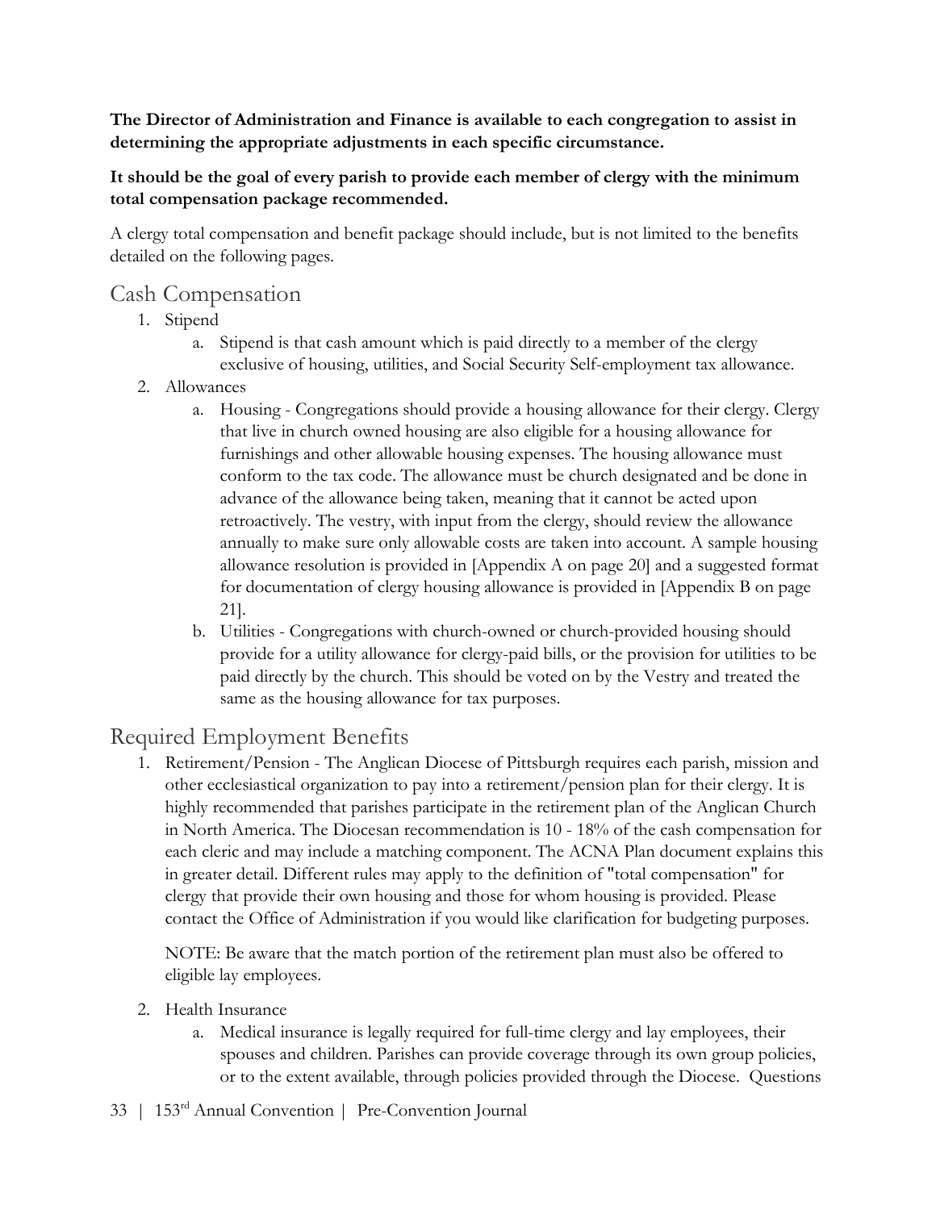**The Director of Administration and Finance is available to each congregation to assist in determining the appropriate adjustments in each specific circumstance.**

**It should be the goal of every parish to provide each member of clergy with the minimum total compensation package recommended.**

A clergy total compensation and benefit package should include, but is not limited to the benefits detailed on the following pages.

## Cash Compensation

1. Stipend
    a. Stipend is that cash amount which is paid directly to a member of the clergy exclusive of housing, utilities, and Social Security Self-employment tax allowance.
2. Allowances
    a. Housing - Congregations should provide a housing allowance for their clergy. Clergy that live in church owned housing are also eligible for a housing allowance for furnishings and other allowable housing expenses. The housing allowance must conform to the tax code. The allowance must be church designated and be done in advance of the allowance being taken, meaning that it cannot be acted upon retroactively. The vestry, with input from the clergy, should review the allowance annually to make sure only allowable costs are taken into account. A sample housing allowance resolution is provided in [Appendix A on page 20] and a suggested format for documentation of clergy housing allowance is provided in [Appendix B on page 21].
    b. Utilities - Congregations with church-owned or church-provided housing should provide for a utility allowance for clergy-paid bills, or the provision for utilities to be paid directly by the church. This should be voted on by the Vestry and treated the same as the housing allowance for tax purposes.

## Required Employment Benefits

1. Retirement/Pension - The Anglican Diocese of Pittsburgh requires each parish, mission and other ecclesiastical organization to pay into a retirement/pension plan for their clergy. It is highly recommended that parishes participate in the retirement plan of the Anglican Church in North America. The Diocesan recommendation is 10 - 18% of the cash compensation for each cleric and may include a matching component. The ACNA Plan document explains this in greater detail. Different rules may apply to the definition of "total compensation" for clergy that provide their own housing and those for whom housing is provided. Please contact the Office of Administration if you would like clarification for budgeting purposes.

    NOTE: Be aware that the match portion of the retirement plan must also be offered to eligible lay employees.

2. Health Insurance
    a. Medical insurance is legally required for full-time clergy and lay employees, their spouses and children. Parishes can provide coverage through its own group policies, or to the extent available, through policies provided through the Diocese. Questions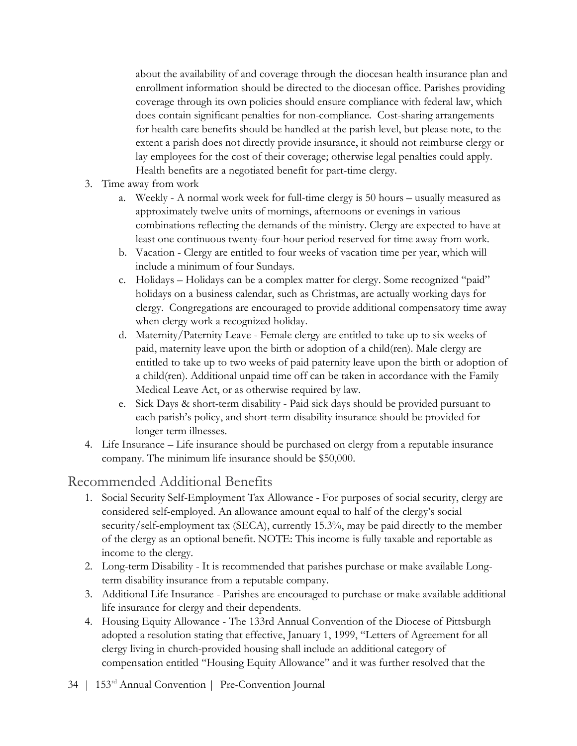about the availability of and coverage through the diocesan health insurance plan and enrollment information should be directed to the diocesan office. Parishes providing coverage through its own policies should ensure compliance with federal law, which does contain significant penalties for non-compliance. Cost-sharing arrangements for health care benefits should be handled at the parish level, but please note, to the extent a parish does not directly provide insurance, it should not reimburse clergy or lay employees for the cost of their coverage; otherwise legal penalties could apply. Health benefits are a negotiated benefit for part-time clergy.

3. Time away from work
   a. Weekly - A normal work week for full-time clergy is 50 hours – usually measured as approximately twelve units of mornings, afternoons or evenings in various combinations reflecting the demands of the ministry. Clergy are expected to have at least one continuous twenty-four-hour period reserved for time away from work.
   b. Vacation - Clergy are entitled to four weeks of vacation time per year, which will include a minimum of four Sundays.
   c. Holidays – Holidays can be a complex matter for clergy. Some recognized "paid" holidays on a business calendar, such as Christmas, are actually working days for clergy. Congregations are encouraged to provide additional compensatory time away when clergy work a recognized holiday.
   d. Maternity/Paternity Leave - Female clergy are entitled to take up to six weeks of paid, maternity leave upon the birth or adoption of a child(ren). Male clergy are entitled to take up to two weeks of paid paternity leave upon the birth or adoption of a child(ren). Additional unpaid time off can be taken in accordance with the Family Medical Leave Act, or as otherwise required by law.
   e. Sick Days & short-term disability - Paid sick days should be provided pursuant to each parish's policy, and short-term disability insurance should be provided for longer term illnesses.
4. Life Insurance – Life insurance should be purchased on clergy from a reputable insurance company. The minimum life insurance should be $50,000.

## Recommended Additional Benefits

1. Social Security Self-Employment Tax Allowance - For purposes of social security, clergy are considered self-employed. An allowance amount equal to half of the clergy's social security/self-employment tax (SECA), currently 15.3%, may be paid directly to the member of the clergy as an optional benefit. NOTE: This income is fully taxable and reportable as income to the clergy.
2. Long-term Disability - It is recommended that parishes purchase or make available Long-term disability insurance from a reputable company.
3. Additional Life Insurance - Parishes are encouraged to purchase or make available additional life insurance for clergy and their dependents.
4. Housing Equity Allowance - The 133rd Annual Convention of the Diocese of Pittsburgh adopted a resolution stating that effective, January 1, 1999, "Letters of Agreement for all clergy living in church-provided housing shall include an additional category of compensation entitled "Housing Equity Allowance" and it was further resolved that the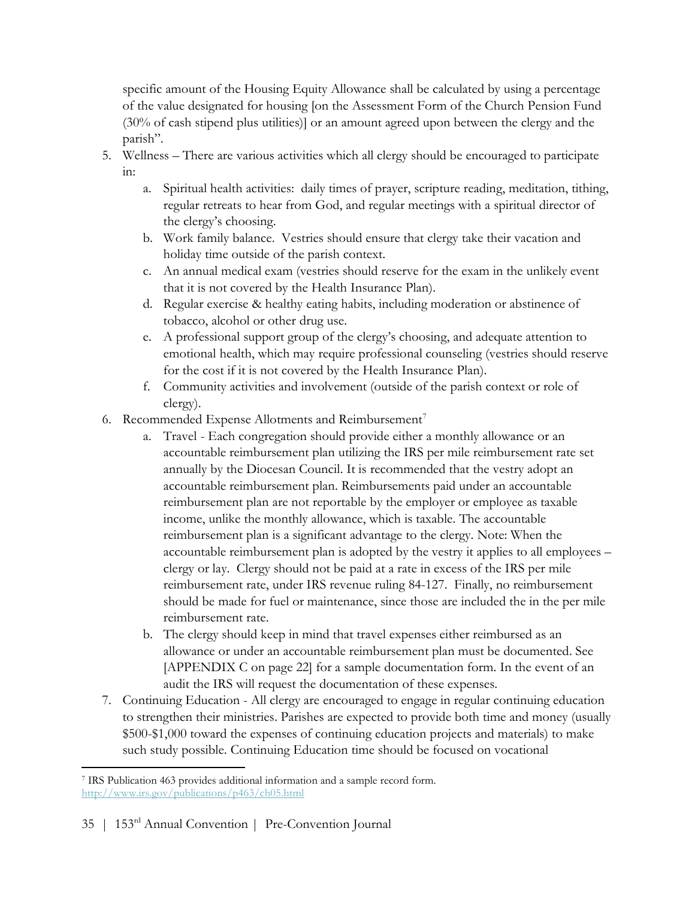specific amount of the Housing Equity Allowance shall be calculated by using a percentage of the value designated for housing [on the Assessment Form of the Church Pension Fund (30% of cash stipend plus utilities)] or an amount agreed upon between the clergy and the parish".

5. Wellness – There are various activities which all clergy should be encouraged to participate in:
   a. Spiritual health activities: daily times of prayer, scripture reading, meditation, tithing, regular retreats to hear from God, and regular meetings with a spiritual director of the clergy's choosing.
   b. Work family balance. Vestries should ensure that clergy take their vacation and holiday time outside of the parish context.
   c. An annual medical exam (vestries should reserve for the exam in the unlikely event that it is not covered by the Health Insurance Plan).
   d. Regular exercise & healthy eating habits, including moderation or abstinence of tobacco, alcohol or other drug use.
   e. A professional support group of the clergy's choosing, and adequate attention to emotional health, which may require professional counseling (vestries should reserve for the cost if it is not covered by the Health Insurance Plan).
   f. Community activities and involvement (outside of the parish context or role of clergy).
6. Recommended Expense Allotments and Reimbursement[7]
   a. Travel - Each congregation should provide either a monthly allowance or an accountable reimbursement plan utilizing the IRS per mile reimbursement rate set annually by the Diocesan Council. It is recommended that the vestry adopt an accountable reimbursement plan. Reimbursements paid under an accountable reimbursement plan are not reportable by the employer or employee as taxable income, unlike the monthly allowance, which is taxable. The accountable reimbursement plan is a significant advantage to the clergy. Note: When the accountable reimbursement plan is adopted by the vestry it applies to all employees – clergy or lay. Clergy should not be paid at a rate in excess of the IRS per mile reimbursement rate, under IRS revenue ruling 84-127. Finally, no reimbursement should be made for fuel or maintenance, since those are included the in the per mile reimbursement rate.
   b. The clergy should keep in mind that travel expenses either reimbursed as an allowance or under an accountable reimbursement plan must be documented. See [APPENDIX C on page 22] for a sample documentation form. In the event of an audit the IRS will request the documentation of these expenses.
7. Continuing Education - All clergy are encouraged to engage in regular continuing education to strengthen their ministries. Parishes are expected to provide both time and money (usually $500-$1,000 toward the expenses of continuing education projects and materials) to make such study possible. Continuing Education time should be focused on vocational

[7] IRS Publication 463 provides additional information and a sample record form. http://www.irs.gov/publications/p463/ch05.html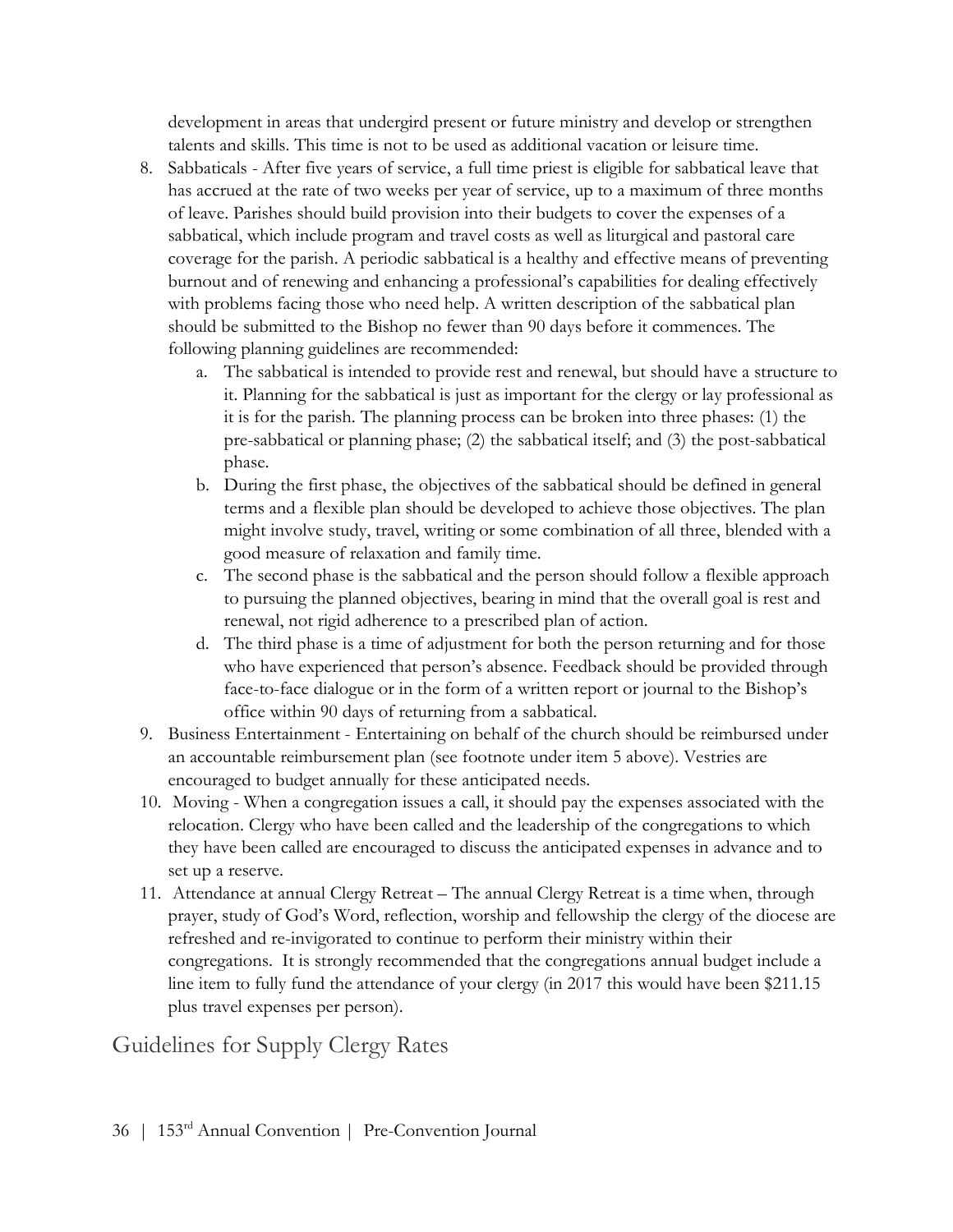development in areas that undergird present or future ministry and develop or strengthen talents and skills. This time is not to be used as additional vacation or leisure time.

8. Sabbaticals - After five years of service, a full time priest is eligible for sabbatical leave that has accrued at the rate of two weeks per year of service, up to a maximum of three months of leave. Parishes should build provision into their budgets to cover the expenses of a sabbatical, which include program and travel costs as well as liturgical and pastoral care coverage for the parish. A periodic sabbatical is a healthy and effective means of preventing burnout and of renewing and enhancing a professional's capabilities for dealing effectively with problems facing those who need help. A written description of the sabbatical plan should be submitted to the Bishop no fewer than 90 days before it commences. The following planning guidelines are recommended:
   a. The sabbatical is intended to provide rest and renewal, but should have a structure to it. Planning for the sabbatical is just as important for the clergy or lay professional as it is for the parish. The planning process can be broken into three phases: (1) the pre-sabbatical or planning phase; (2) the sabbatical itself; and (3) the post-sabbatical phase.
   b. During the first phase, the objectives of the sabbatical should be defined in general terms and a flexible plan should be developed to achieve those objectives. The plan might involve study, travel, writing or some combination of all three, blended with a good measure of relaxation and family time.
   c. The second phase is the sabbatical and the person should follow a flexible approach to pursuing the planned objectives, bearing in mind that the overall goal is rest and renewal, not rigid adherence to a prescribed plan of action.
   d. The third phase is a time of adjustment for both the person returning and for those who have experienced that person's absence. Feedback should be provided through face-to-face dialogue or in the form of a written report or journal to the Bishop's office within 90 days of returning from a sabbatical.
9. Business Entertainment - Entertaining on behalf of the church should be reimbursed under an accountable reimbursement plan (see footnote under item 5 above). Vestries are encouraged to budget annually for these anticipated needs.
10. Moving - When a congregation issues a call, it should pay the expenses associated with the relocation. Clergy who have been called and the leadership of the congregations to which they have been called are encouraged to discuss the anticipated expenses in advance and to set up a reserve.
11. Attendance at annual Clergy Retreat – The annual Clergy Retreat is a time when, through prayer, study of God's Word, reflection, worship and fellowship the clergy of the diocese are refreshed and re-invigorated to continue to perform their ministry within their congregations. It is strongly recommended that the congregations annual budget include a line item to fully fund the attendance of your clergy (in 2017 this would have been $211.15 plus travel expenses per person).

## Guidelines for Supply Clergy Rates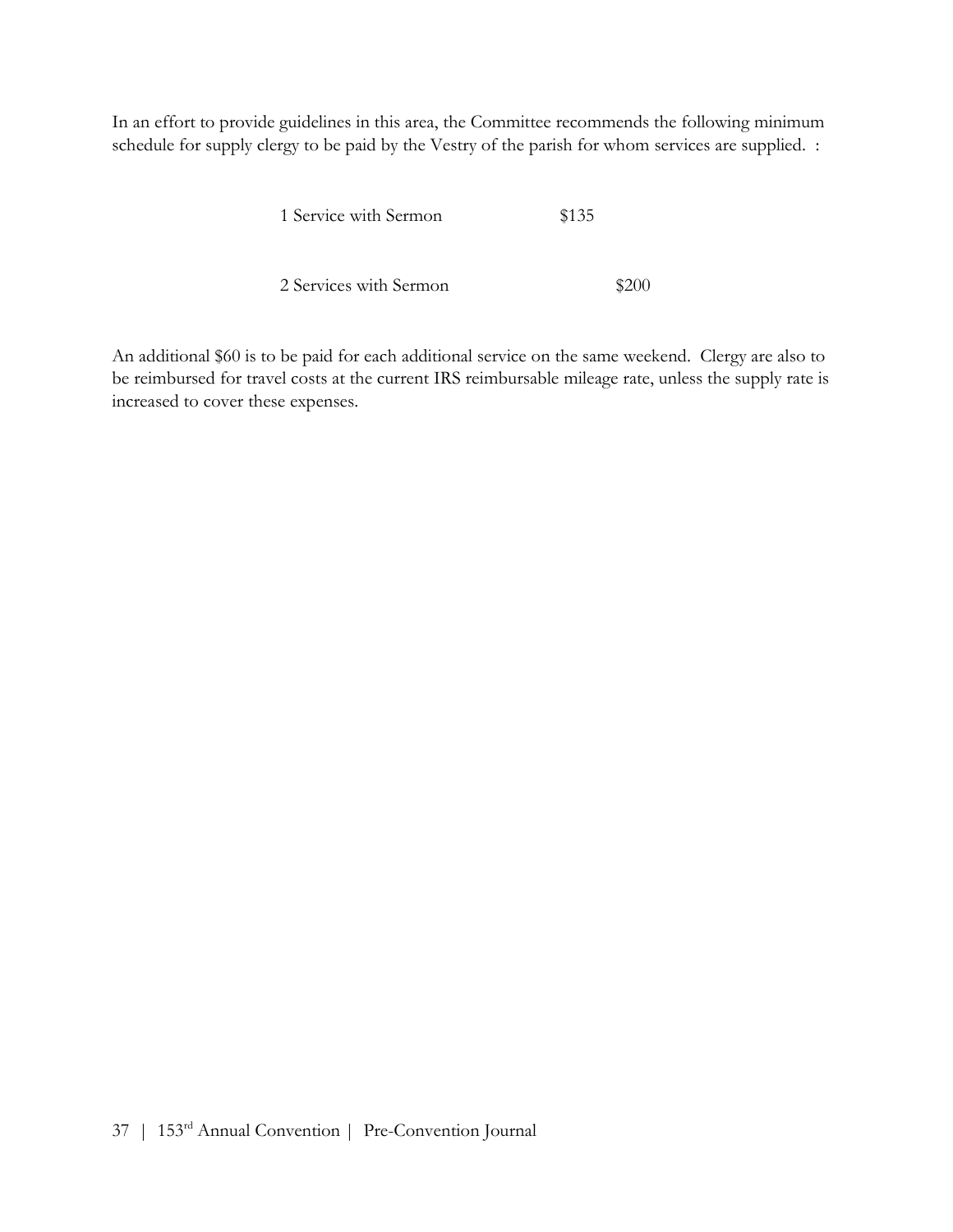In an effort to provide guidelines in this area, the Committee recommends the following minimum schedule for supply clergy to be paid by the Vestry of the parish for whom services are supplied. :

| | |
|---|---|
| 1 Service with Sermon | $135 |
| 2 Services with Sermon | $200 |

An additional $60 is to be paid for each additional service on the same weekend. Clergy are also to be reimbursed for travel costs at the current IRS reimbursable mileage rate, unless the supply rate is increased to cover these expenses.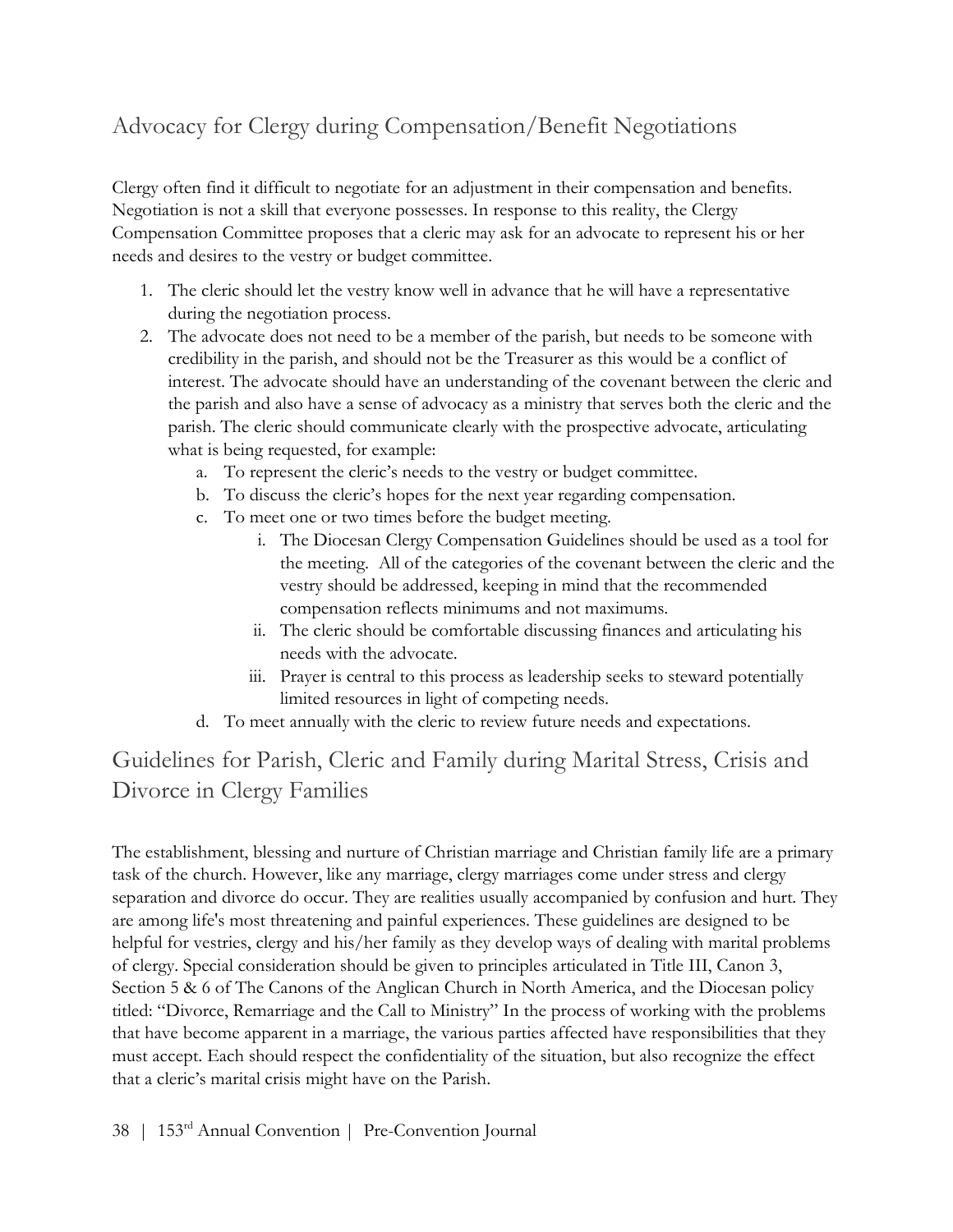## Advocacy for Clergy during Compensation/Benefit Negotiations

Clergy often find it difficult to negotiate for an adjustment in their compensation and benefits. Negotiation is not a skill that everyone possesses. In response to this reality, the Clergy Compensation Committee proposes that a cleric may ask for an advocate to represent his or her needs and desires to the vestry or budget committee.

1. The cleric should let the vestry know well in advance that he will have a representative during the negotiation process.
2. The advocate does not need to be a member of the parish, but needs to be someone with credibility in the parish, and should not be the Treasurer as this would be a conflict of interest. The advocate should have an understanding of the covenant between the cleric and the parish and also have a sense of advocacy as a ministry that serves both the cleric and the parish. The cleric should communicate clearly with the prospective advocate, articulating what is being requested, for example:
   a. To represent the cleric's needs to the vestry or budget committee.
   b. To discuss the cleric's hopes for the next year regarding compensation.
   c. To meet one or two times before the budget meeting.
      i. The Diocesan Clergy Compensation Guidelines should be used as a tool for the meeting. All of the categories of the covenant between the cleric and the vestry should be addressed, keeping in mind that the recommended compensation reflects minimums and not maximums.
      ii. The cleric should be comfortable discussing finances and articulating his needs with the advocate.
      iii. Prayer is central to this process as leadership seeks to steward potentially limited resources in light of competing needs.
   d. To meet annually with the cleric to review future needs and expectations.

## Guidelines for Parish, Cleric and Family during Marital Stress, Crisis and Divorce in Clergy Families

The establishment, blessing and nurture of Christian marriage and Christian family life are a primary task of the church. However, like any marriage, clergy marriages come under stress and clergy separation and divorce do occur. They are realities usually accompanied by confusion and hurt. They are among life's most threatening and painful experiences. These guidelines are designed to be helpful for vestries, clergy and his/her family as they develop ways of dealing with marital problems of clergy. Special consideration should be given to principles articulated in Title III, Canon 3, Section 5 & 6 of The Canons of the Anglican Church in North America, and the Diocesan policy titled: "Divorce, Remarriage and the Call to Ministry" In the process of working with the problems that have become apparent in a marriage, the various parties affected have responsibilities that they must accept. Each should respect the confidentiality of the situation, but also recognize the effect that a cleric's marital crisis might have on the Parish.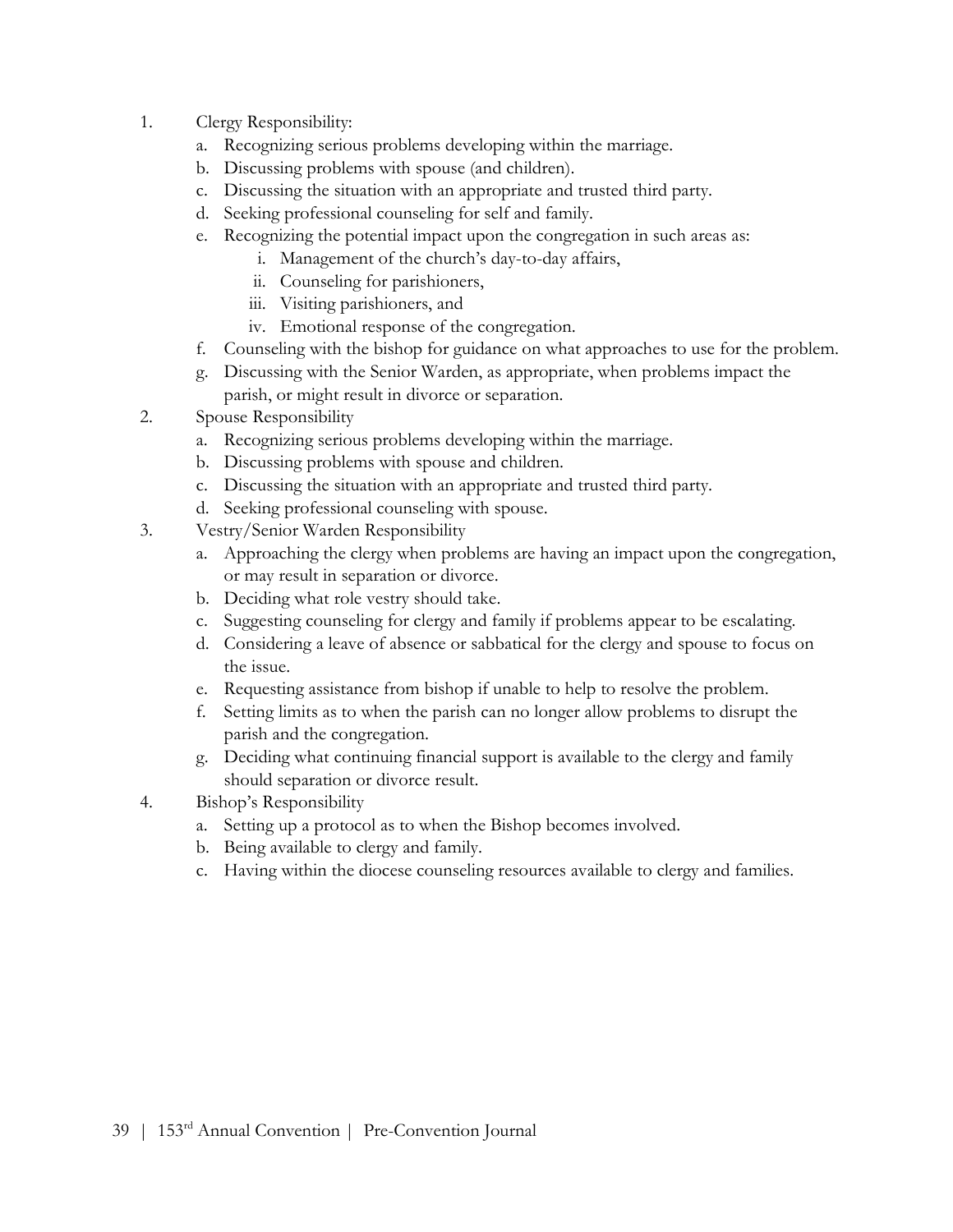1. Clergy Responsibility:
   a. Recognizing serious problems developing within the marriage.
   b. Discussing problems with spouse (and children).
   c. Discussing the situation with an appropriate and trusted third party.
   d. Seeking professional counseling for self and family.
   e. Recognizing the potential impact upon the congregation in such areas as:
      i. Management of the church's day-to-day affairs,
      ii. Counseling for parishioners,
      iii. Visiting parishioners, and
      iv. Emotional response of the congregation.
   f. Counseling with the bishop for guidance on what approaches to use for the problem.
   g. Discussing with the Senior Warden, as appropriate, when problems impact the parish, or might result in divorce or separation.
2. Spouse Responsibility
   a. Recognizing serious problems developing within the marriage.
   b. Discussing problems with spouse and children.
   c. Discussing the situation with an appropriate and trusted third party.
   d. Seeking professional counseling with spouse.
3. Vestry/Senior Warden Responsibility
   a. Approaching the clergy when problems are having an impact upon the congregation, or may result in separation or divorce.
   b. Deciding what role vestry should take.
   c. Suggesting counseling for clergy and family if problems appear to be escalating.
   d. Considering a leave of absence or sabbatical for the clergy and spouse to focus on the issue.
   e. Requesting assistance from bishop if unable to help to resolve the problem.
   f. Setting limits as to when the parish can no longer allow problems to disrupt the parish and the congregation.
   g. Deciding what continuing financial support is available to the clergy and family should separation or divorce result.
4. Bishop's Responsibility
   a. Setting up a protocol as to when the Bishop becomes involved.
   b. Being available to clergy and family.
   c. Having within the diocese counseling resources available to clergy and families.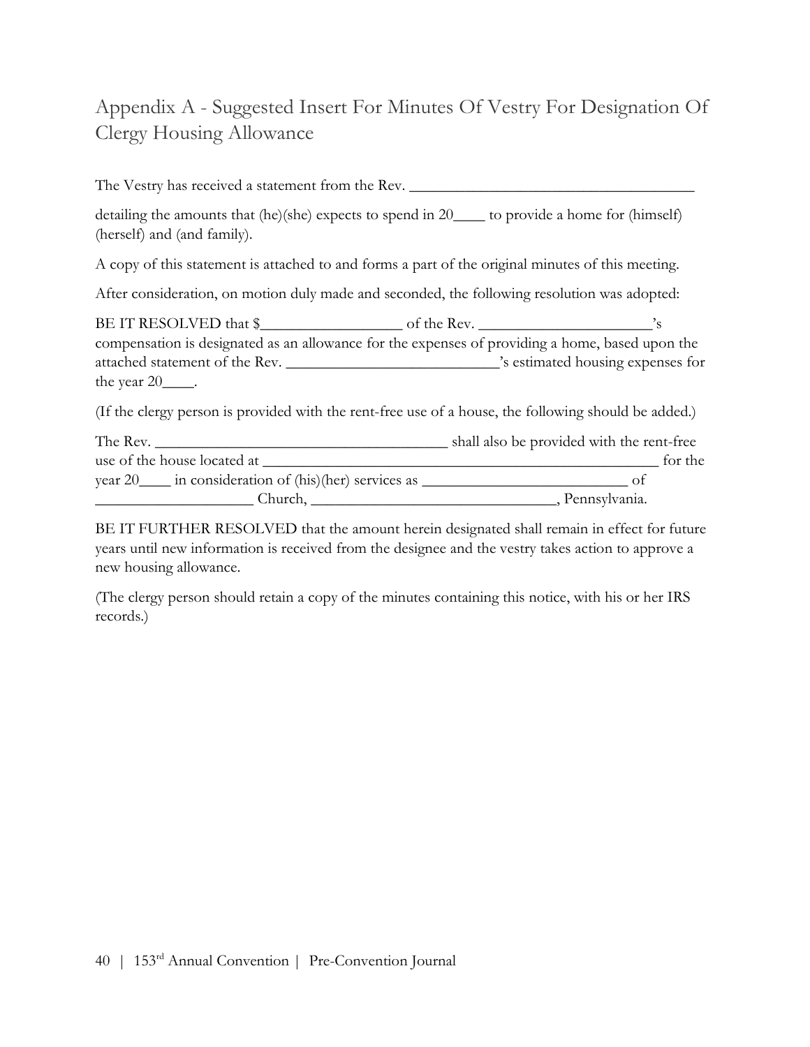# Appendix A - Suggested Insert For Minutes Of Vestry For Designation Of Clergy Housing Allowance

The Vestry has received a statement from the Rev. ____________________________________

detailing the amounts that (he)(she) expects to spend in 20____ to provide a home for (himself) (herself) and (and family).

A copy of this statement is attached to and forms a part of the original minutes of this meeting.

After consideration, on motion duly made and seconded, the following resolution was adopted:

BE IT RESOLVED that $__________________ of the Rev. ______________________'s compensation is designated as an allowance for the expenses of providing a home, based upon the attached statement of the Rev. ___________________________'s estimated housing expenses for the year 20____.

(If the clergy person is provided with the rent-free use of a house, the following should be added.)

The Rev. ______________________________________ shall also be provided with the rent-free use of the house located at _____________________________________________________ for the year 20____ in consideration of (his)(her) services as __________________________ of ____________________ Church, _______________________________, Pennsylvania.

BE IT FURTHER RESOLVED that the amount herein designated shall remain in effect for future years until new information is received from the designee and the vestry takes action to approve a new housing allowance.

(The clergy person should retain a copy of the minutes containing this notice, with his or her IRS records.)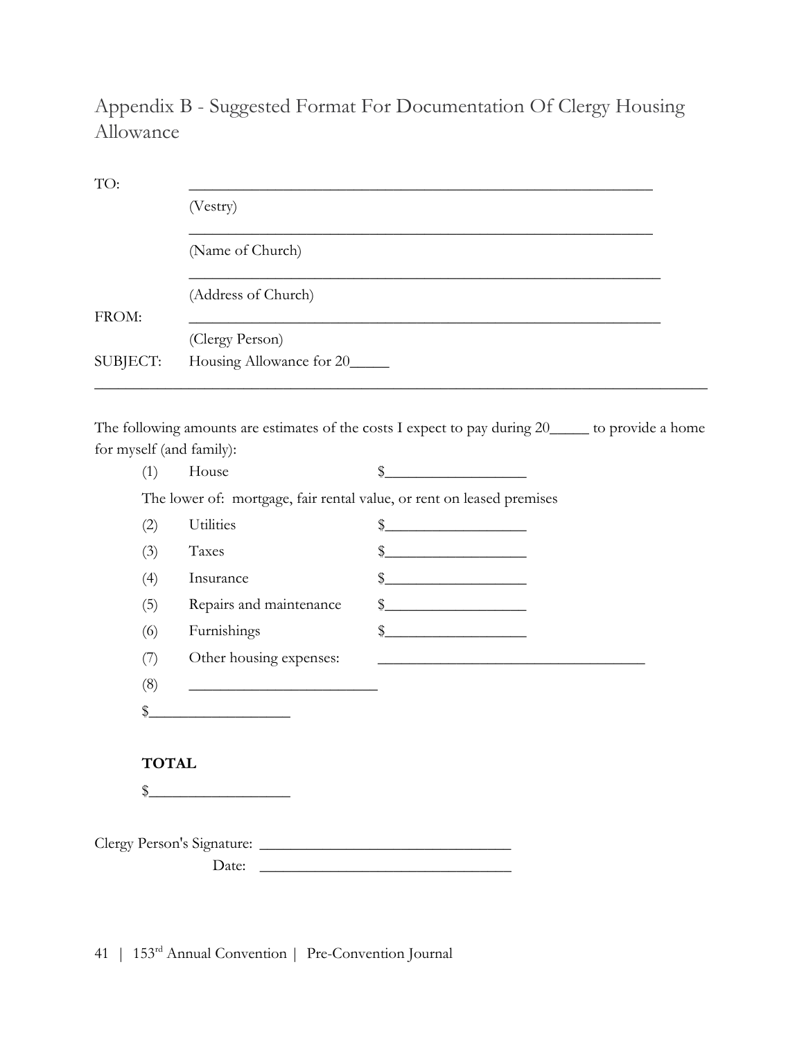# Appendix B - Suggested Format For Documentation Of Clergy Housing Allowance

TO: ____________________________________________________________

(Vestry)

____________________________________________________________

(Name of Church)

____________________________________________________________

(Address of Church)

FROM: ____________________________________________________________

(Clergy Person)

SUBJECT: Housing Allowance for 20_____

---

The following amounts are estimates of the costs I expect to pay during 20_____ to provide a home for myself (and family):

(1) House $__________________

The lower of: mortgage, fair rental value, or rent on leased premises

(2) Utilities $__________________

(3) Taxes $__________________

(4) Insurance $__________________

(5) Repairs and maintenance $__________________

(6) Furnishings $__________________

(7) Other housing expenses: ___________________________________

(8) ________________________

$__________________

**TOTAL**

$__________________

Clergy Person's Signature: ________________________________

Date: ________________________________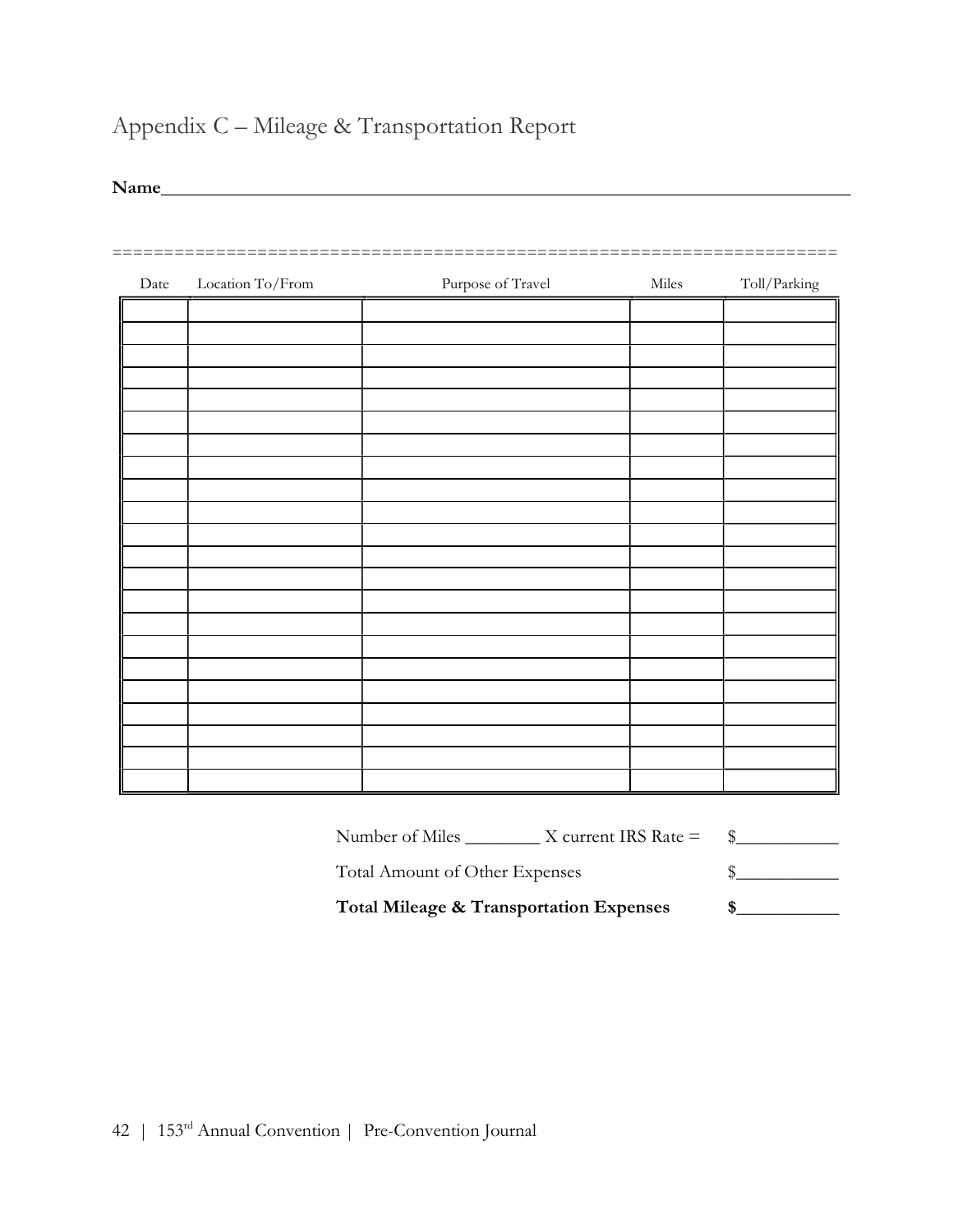# Appendix C – Mileage & Transportation Report

**Name**\_\_\_\_\_\_\_\_\_\_\_\_\_\_\_\_\_\_\_\_\_\_\_\_\_\_\_\_\_\_\_\_\_\_\_\_\_\_\_\_\_\_\_\_\_\_\_\_\_\_\_\_\_\_\_\_\_\_\_\_\_\_\_\_\_\_\_\_\_\_

| Date | Location To/From | Purpose of Travel | Miles | Toll/Parking |
|---|---|---|---|---|
| | | | | |
| | | | | |
| | | | | |
| | | | | |
| | | | | |
| | | | | |
| | | | | |
| | | | | |
| | | | | |
| | | | | |
| | | | | |
| | | | | |
| | | | | |
| | | | | |
| | | | | |
| | | | | |
| | | | | |
| | | | | |
| | | | | |
| | | | | |
| | | | | |
| | | | | |

Number of Miles \_\_\_\_\_\_\_\_ X current IRS Rate = $\_\_\_\_\_\_\_\_\_\_\_

Total Amount of Other Expenses $\_\_\_\_\_\_\_\_\_\_\_

**Total Mileage & Transportation Expenses $\_\_\_\_\_\_\_\_\_\_\_**